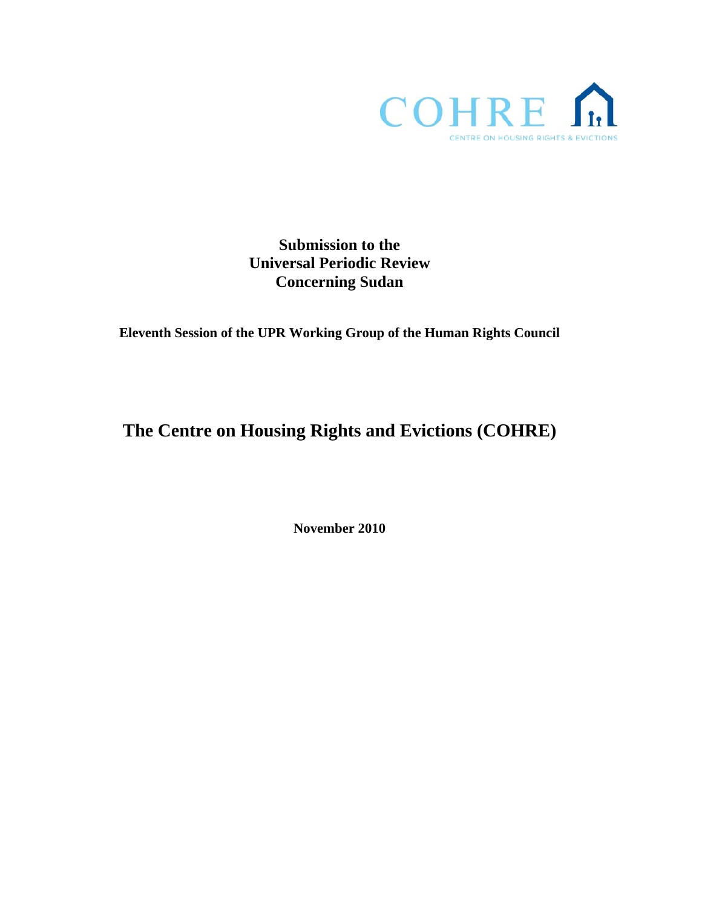COHRE

CENTRE ON HOUSING RIGHTS & EVICTIONS

**Submission to the**
**Universal Periodic Review**
**Concerning Sudan**

**Eleventh Session of the UPR Working Group of the Human Rights Council**

# The Centre on Housing Rights and Evictions (COHRE)

**November 2010**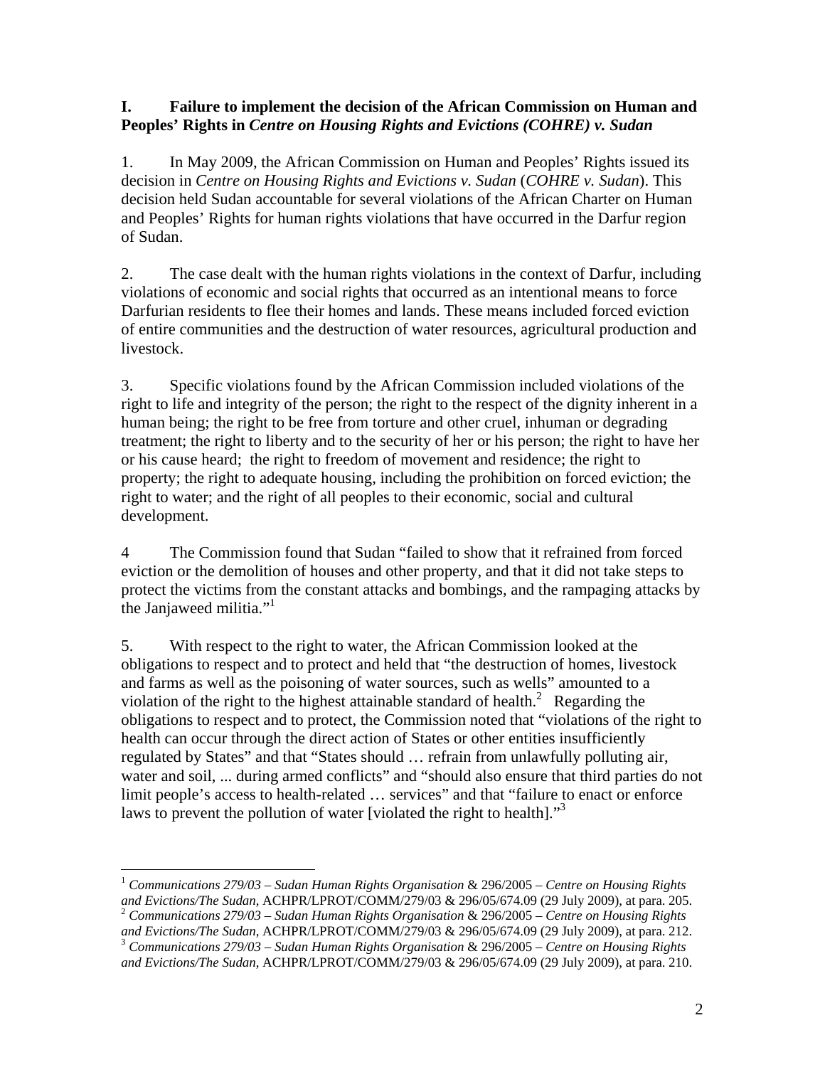## I. Failure to implement the decision of the African Commission on Human and Peoples' Rights in *Centre on Housing Rights and Evictions (COHRE) v. Sudan*

1. In May 2009, the African Commission on Human and Peoples' Rights issued its decision in *Centre on Housing Rights and Evictions v. Sudan* (*COHRE v. Sudan*). This decision held Sudan accountable for several violations of the African Charter on Human and Peoples' Rights for human rights violations that have occurred in the Darfur region of Sudan.

2. The case dealt with the human rights violations in the context of Darfur, including violations of economic and social rights that occurred as an intentional means to force Darfurian residents to flee their homes and lands. These means included forced eviction of entire communities and the destruction of water resources, agricultural production and livestock.

3. Specific violations found by the African Commission included violations of the right to life and integrity of the person; the right to the respect of the dignity inherent in a human being; the right to be free from torture and other cruel, inhuman or degrading treatment; the right to liberty and to the security of her or his person; the right to have her or his cause heard; the right to freedom of movement and residence; the right to property; the right to adequate housing, including the prohibition on forced eviction; the right to water; and the right of all peoples to their economic, social and cultural development.

4 The Commission found that Sudan "failed to show that it refrained from forced eviction or the demolition of houses and other property, and that it did not take steps to protect the victims from the constant attacks and bombings, and the rampaging attacks by the Janjaweed militia."[1]

5. With respect to the right to water, the African Commission looked at the obligations to respect and to protect and held that "the destruction of homes, livestock and farms as well as the poisoning of water sources, such as wells" amounted to a violation of the right to the highest attainable standard of health.[2] Regarding the obligations to respect and to protect, the Commission noted that "violations of the right to health can occur through the direct action of States or other entities insufficiently regulated by States" and that "States should … refrain from unlawfully polluting air, water and soil, ... during armed conflicts" and "should also ensure that third parties do not limit people's access to health-related … services" and that "failure to enact or enforce laws to prevent the pollution of water [violated the right to health]."[3]

---

[1] *Communications 279/03 – Sudan Human Rights Organisation* & 296/2005 – *Centre on Housing Rights and Evictions/The Sudan*, ACHPR/LPROT/COMM/279/03 & 296/05/674.09 (29 July 2009), at para. 205.

[2] *Communications 279/03 – Sudan Human Rights Organisation* & 296/2005 – *Centre on Housing Rights and Evictions/The Sudan*, ACHPR/LPROT/COMM/279/03 & 296/05/674.09 (29 July 2009), at para. 212.

[3] *Communications 279/03 – Sudan Human Rights Organisation* & 296/2005 – *Centre on Housing Rights and Evictions/The Sudan*, ACHPR/LPROT/COMM/279/03 & 296/05/674.09 (29 July 2009), at para. 210.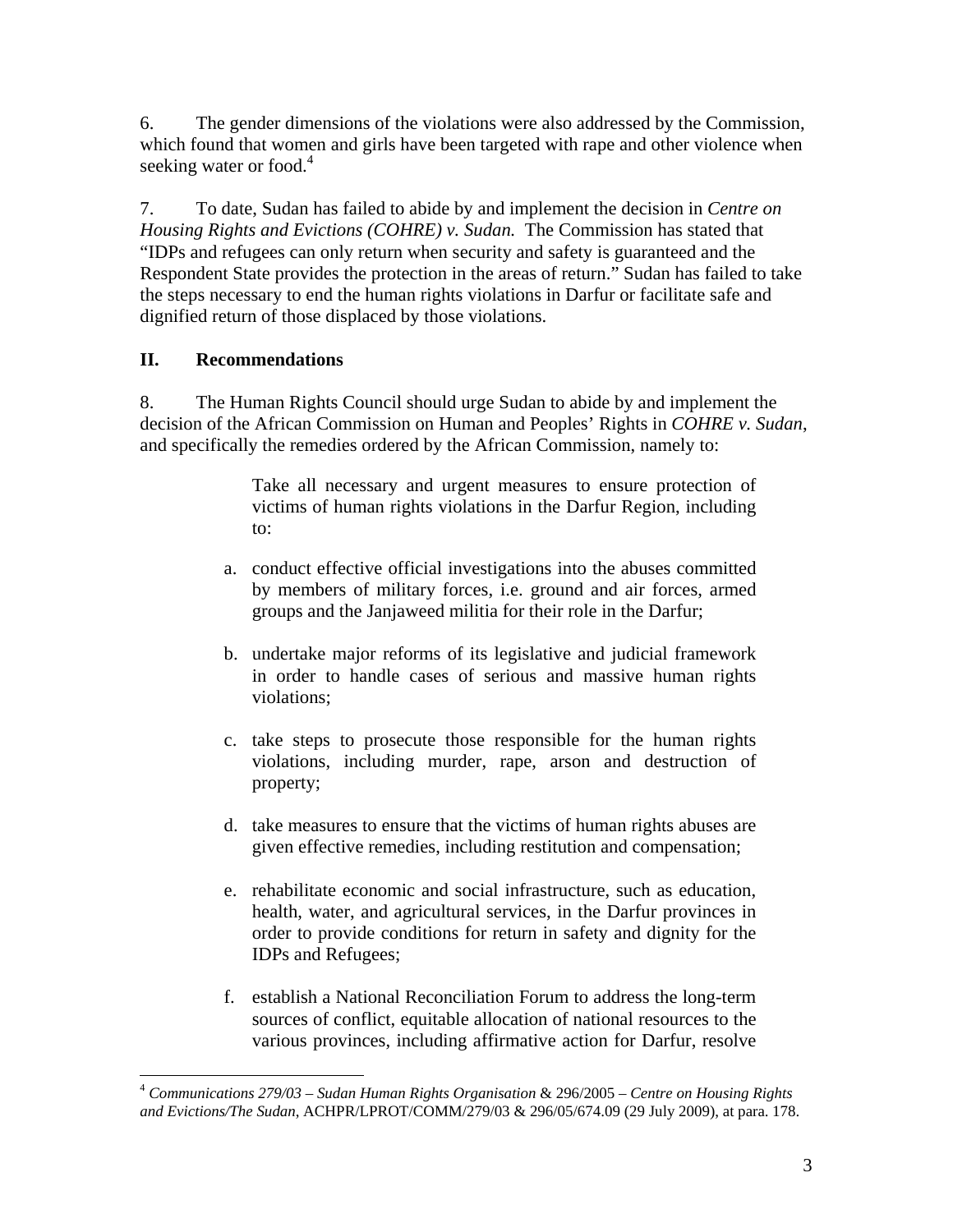6. The gender dimensions of the violations were also addressed by the Commission, which found that women and girls have been targeted with rape and other violence when seeking water or food.[4]

7. To date, Sudan has failed to abide by and implement the decision in *Centre on Housing Rights and Evictions (COHRE) v. Sudan.* The Commission has stated that "IDPs and refugees can only return when security and safety is guaranteed and the Respondent State provides the protection in the areas of return." Sudan has failed to take the steps necessary to end the human rights violations in Darfur or facilitate safe and dignified return of those displaced by those violations.

## II. Recommendations

8. The Human Rights Council should urge Sudan to abide by and implement the decision of the African Commission on Human and Peoples' Rights in *COHRE v. Sudan*, and specifically the remedies ordered by the African Commission, namely to:

> Take all necessary and urgent measures to ensure protection of victims of human rights violations in the Darfur Region, including to:
>
> a. conduct effective official investigations into the abuses committed by members of military forces, i.e. ground and air forces, armed groups and the Janjaweed militia for their role in the Darfur;
>
> b. undertake major reforms of its legislative and judicial framework in order to handle cases of serious and massive human rights violations;
>
> c. take steps to prosecute those responsible for the human rights violations, including murder, rape, arson and destruction of property;
>
> d. take measures to ensure that the victims of human rights abuses are given effective remedies, including restitution and compensation;
>
> e. rehabilitate economic and social infrastructure, such as education, health, water, and agricultural services, in the Darfur provinces in order to provide conditions for return in safety and dignity for the IDPs and Refugees;
>
> f. establish a National Reconciliation Forum to address the long-term sources of conflict, equitable allocation of national resources to the various provinces, including affirmative action for Darfur, resolve

---

[4] *Communications 279/03 – Sudan Human Rights Organisation* & 296/2005 – *Centre on Housing Rights and Evictions/The Sudan*, ACHPR/LPROT/COMM/279/03 & 296/05/674.09 (29 July 2009), at para. 178.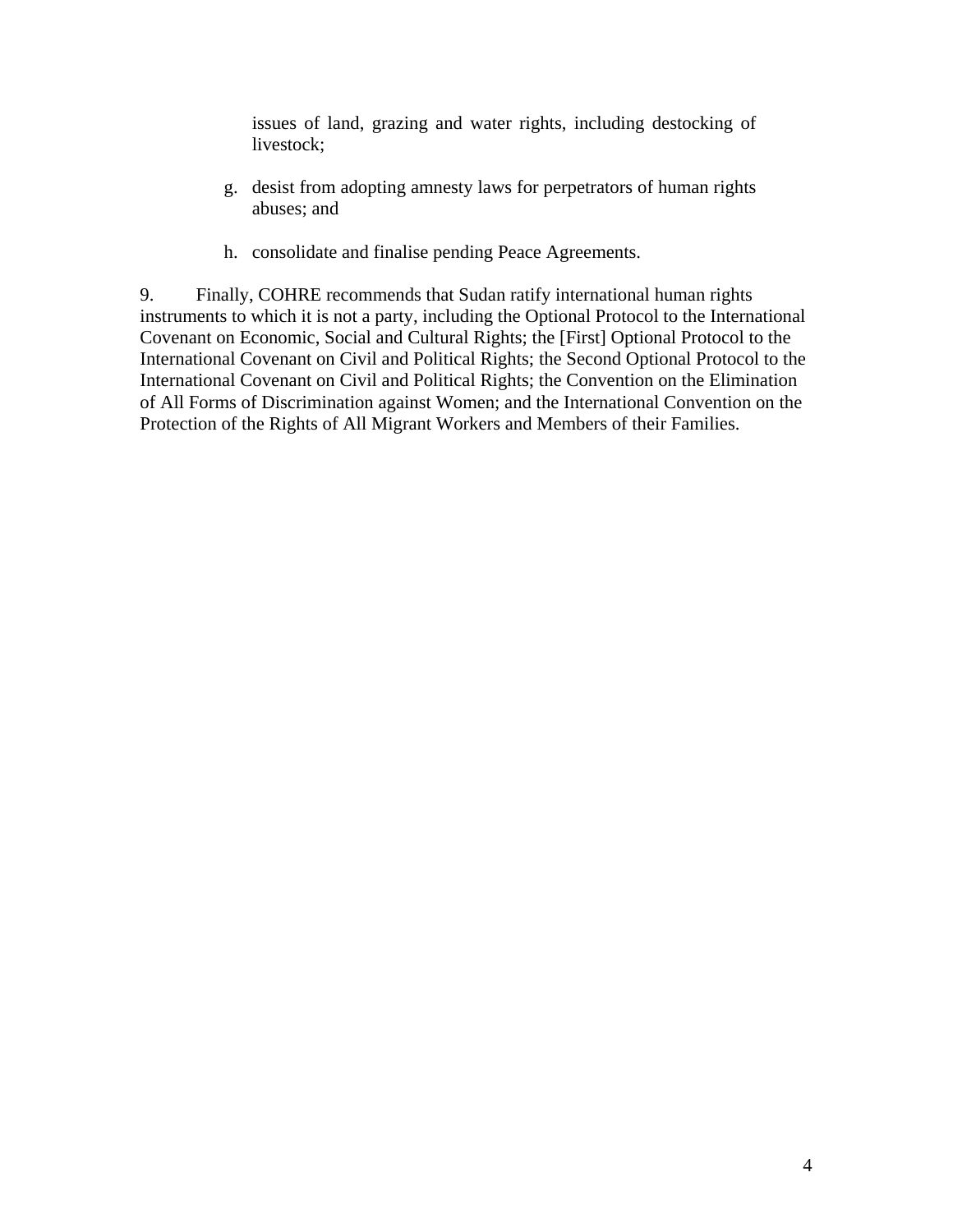issues of land, grazing and water rights, including destocking of livestock;

g. desist from adopting amnesty laws for perpetrators of human rights abuses; and

h. consolidate and finalise pending Peace Agreements.

9. Finally, COHRE recommends that Sudan ratify international human rights instruments to which it is not a party, including the Optional Protocol to the International Covenant on Economic, Social and Cultural Rights; the [First] Optional Protocol to the International Covenant on Civil and Political Rights; the Second Optional Protocol to the International Covenant on Civil and Political Rights; the Convention on the Elimination of All Forms of Discrimination against Women; and the International Convention on the Protection of the Rights of All Migrant Workers and Members of their Families.